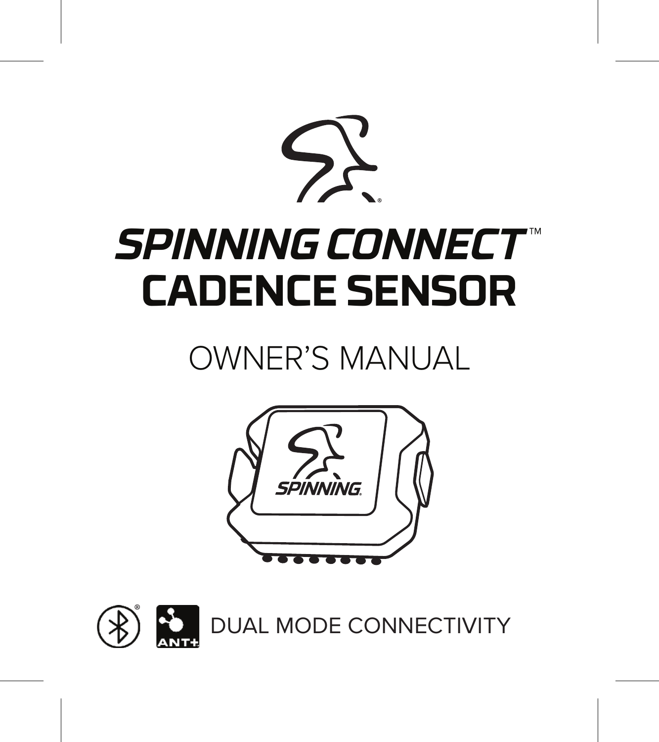# SPINNING CONNECT™ CADENCE SENSOR

## OWNER'S MANUAL

DUAL MODE CONNECTIVITY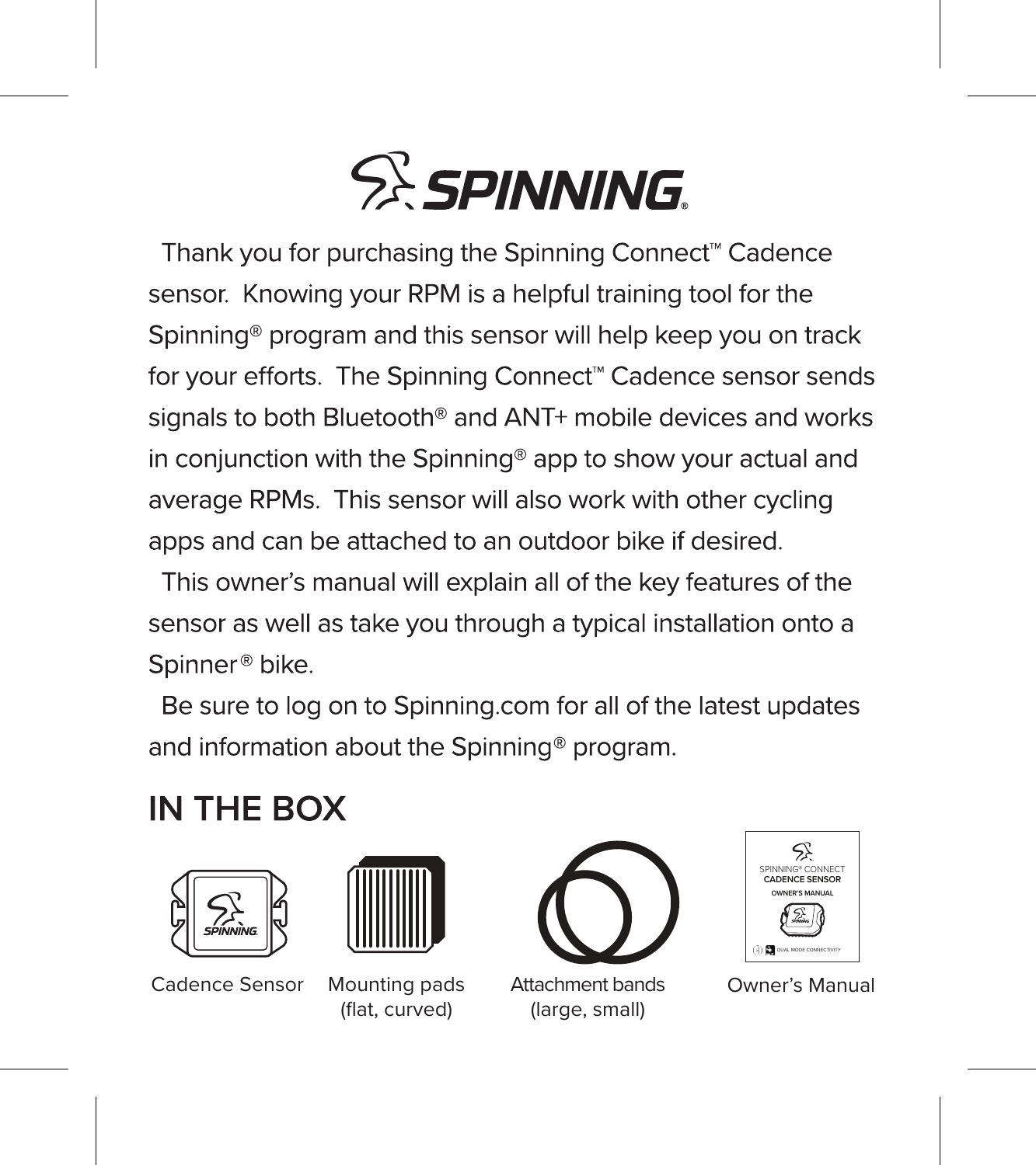SPINNING®

Thank you for purchasing the Spinning Connect™ Cadence sensor. Knowing your RPM is a helpful training tool for the Spinning® program and this sensor will help keep you on track for your efforts. The Spinning Connect™ Cadence sensor sends signals to both Bluetooth® and ANT+ mobile devices and works in conjunction with the Spinning® app to show your actual and average RPMs. This sensor will also work with other cycling apps and can be attached to an outdoor bike if desired.

This owner's manual will explain all of the key features of the sensor as well as take you through a typical installation onto a Spinner® bike.

Be sure to log on to Spinning.com for all of the latest updates and information about the Spinning® program.

## IN THE BOX

- Cadence Sensor
- Mounting pads (flat, curved)
- Attachment bands (large, small)
- Owner's Manual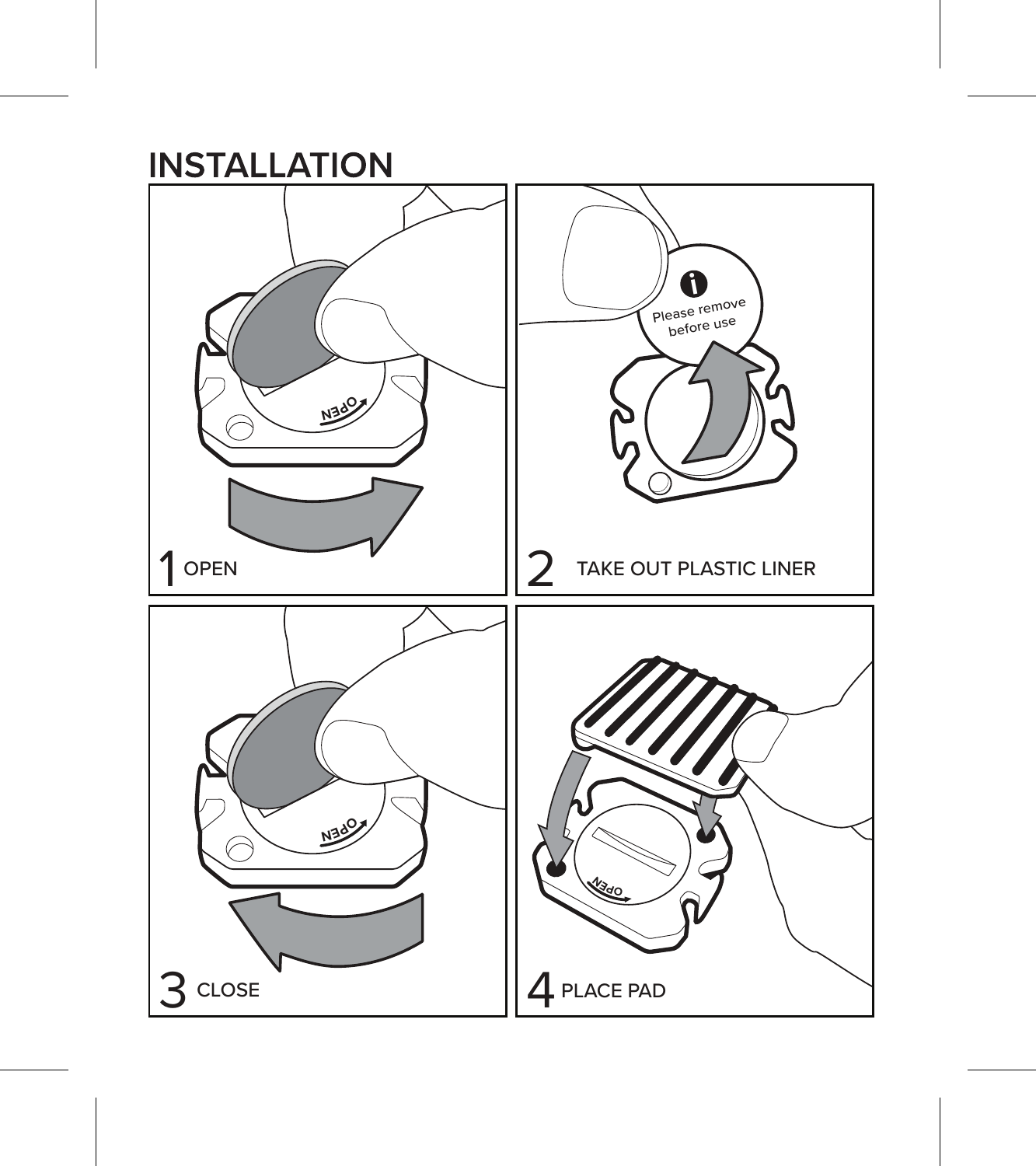# INSTALLATION

1 OPEN

2 TAKE OUT PLASTIC LINER

Please remove before use

3 CLOSE

4 PLACE PAD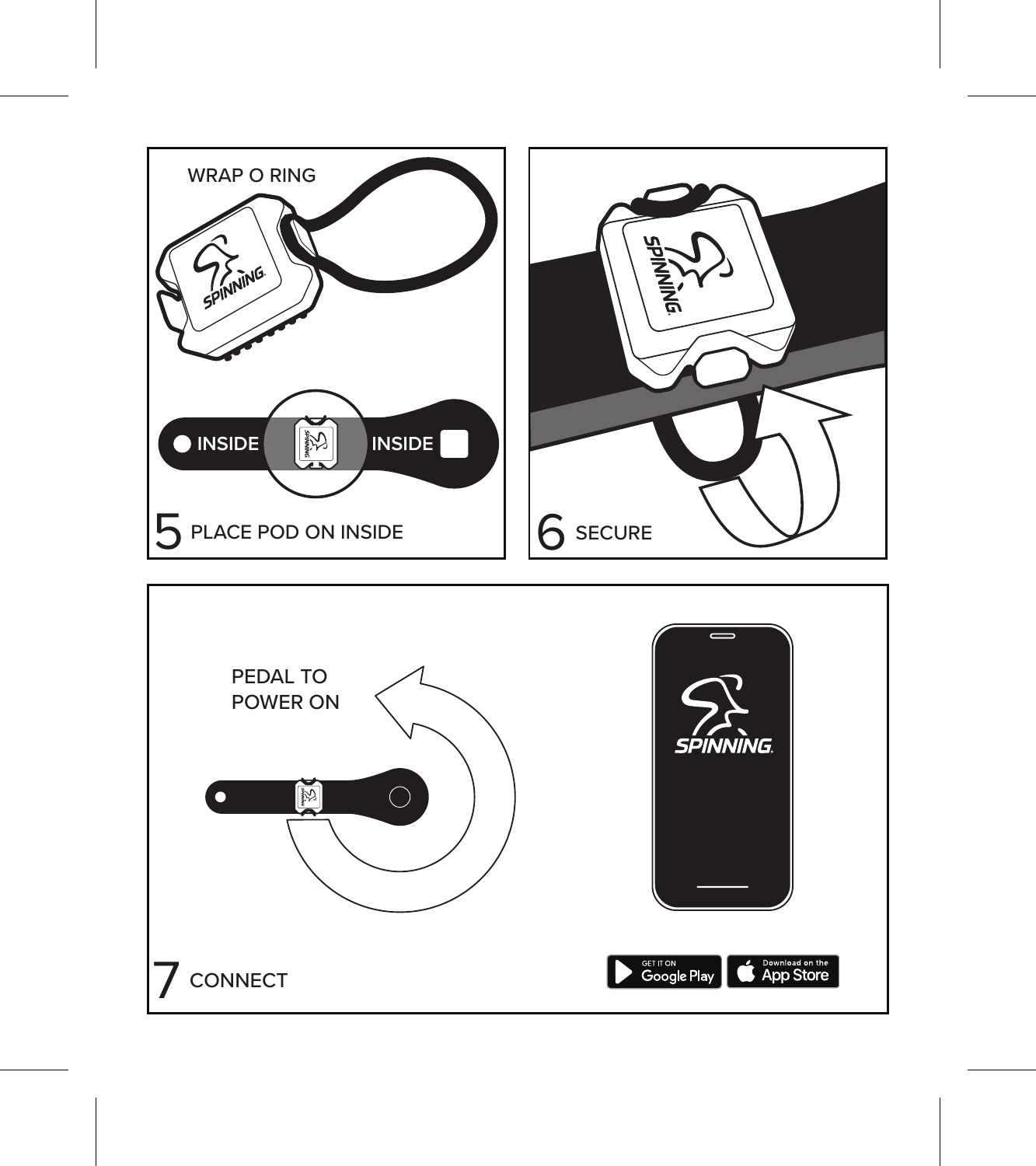WRAP O RING

INSIDE INSIDE

5 PLACE POD ON INSIDE

6 SECURE

PEDAL TO POWER ON

7 CONNECT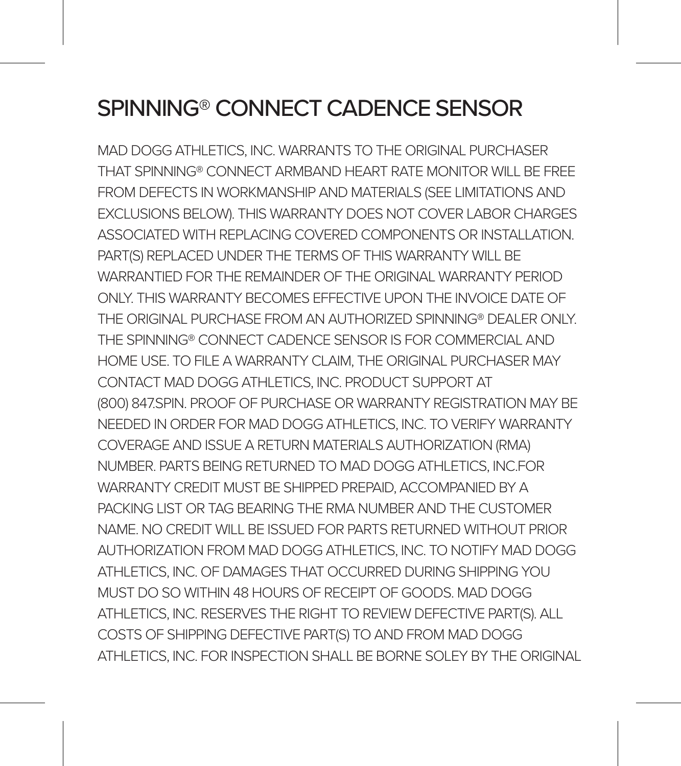# SPINNING® CONNECT CADENCE SENSOR

MAD DOGG ATHLETICS, INC. WARRANTS TO THE ORIGINAL PURCHASER THAT SPINNING® CONNECT ARMBAND HEART RATE MONITOR WILL BE FREE FROM DEFECTS IN WORKMANSHIP AND MATERIALS (SEE LIMITATIONS AND EXCLUSIONS BELOW). THIS WARRANTY DOES NOT COVER LABOR CHARGES ASSOCIATED WITH REPLACING COVERED COMPONENTS OR INSTALLATION. PART(S) REPLACED UNDER THE TERMS OF THIS WARRANTY WILL BE WARRANTIED FOR THE REMAINDER OF THE ORIGINAL WARRANTY PERIOD ONLY. THIS WARRANTY BECOMES EFFECTIVE UPON THE INVOICE DATE OF THE ORIGINAL PURCHASE FROM AN AUTHORIZED SPINNING® DEALER ONLY. THE SPINNING® CONNECT CADENCE SENSOR IS FOR COMMERCIAL AND HOME USE. TO FILE A WARRANTY CLAIM, THE ORIGINAL PURCHASER MAY CONTACT MAD DOGG ATHLETICS, INC. PRODUCT SUPPORT AT (800) 847.SPIN. PROOF OF PURCHASE OR WARRANTY REGISTRATION MAY BE NEEDED IN ORDER FOR MAD DOGG ATHLETICS, INC. TO VERIFY WARRANTY COVERAGE AND ISSUE A RETURN MATERIALS AUTHORIZATION (RMA) NUMBER. PARTS BEING RETURNED TO MAD DOGG ATHLETICS, INC.FOR WARRANTY CREDIT MUST BE SHIPPED PREPAID, ACCOMPANIED BY A PACKING LIST OR TAG BEARING THE RMA NUMBER AND THE CUSTOMER NAME. NO CREDIT WILL BE ISSUED FOR PARTS RETURNED WITHOUT PRIOR AUTHORIZATION FROM MAD DOGG ATHLETICS, INC. TO NOTIFY MAD DOGG ATHLETICS, INC. OF DAMAGES THAT OCCURRED DURING SHIPPING YOU MUST DO SO WITHIN 48 HOURS OF RECEIPT OF GOODS. MAD DOGG ATHLETICS, INC. RESERVES THE RIGHT TO REVIEW DEFECTIVE PART(S). ALL COSTS OF SHIPPING DEFECTIVE PART(S) TO AND FROM MAD DOGG ATHLETICS, INC. FOR INSPECTION SHALL BE BORNE SOLEY BY THE ORIGINAL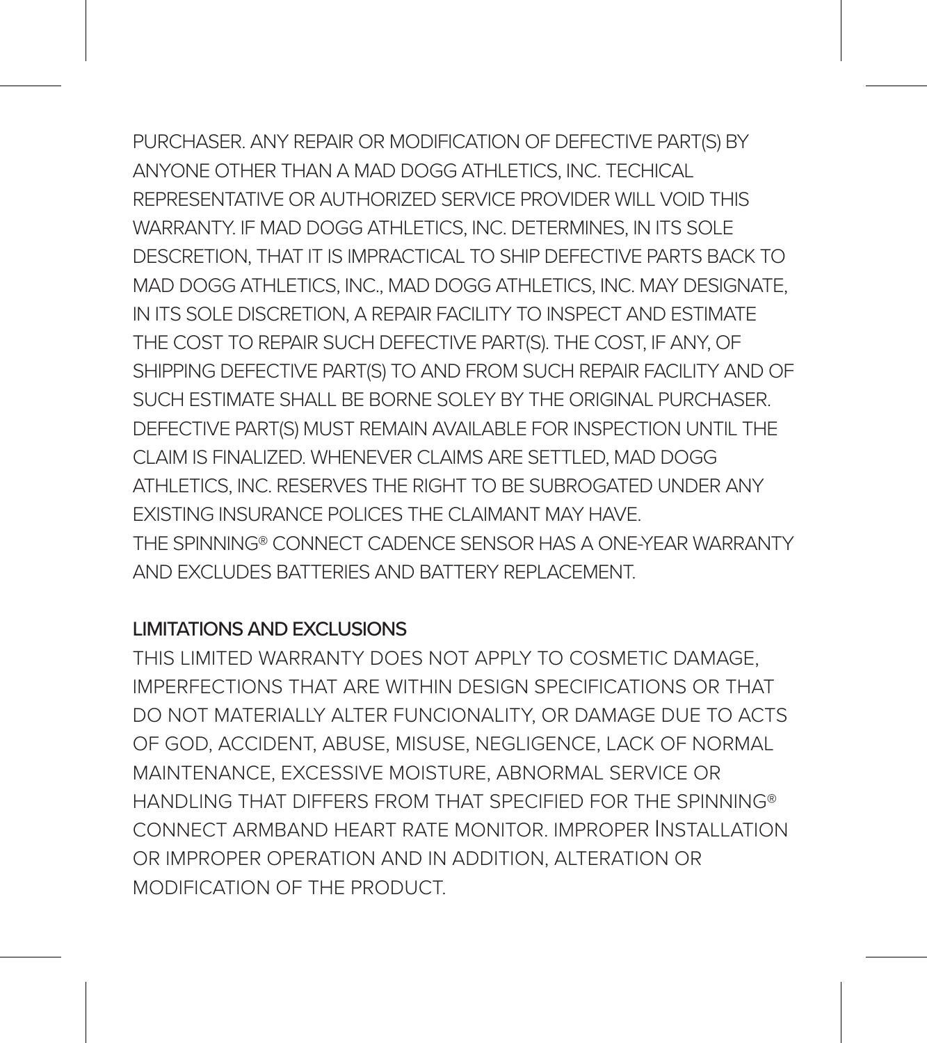PURCHASER. ANY REPAIR OR MODIFICATION OF DEFECTIVE PART(S) BY ANYONE OTHER THAN A MAD DOGG ATHLETICS, INC. TECHICAL REPRESENTATIVE OR AUTHORIZED SERVICE PROVIDER WILL VOID THIS WARRANTY. IF MAD DOGG ATHLETICS, INC. DETERMINES, IN ITS SOLE DESCRETION, THAT IT IS IMPRACTICAL TO SHIP DEFECTIVE PARTS BACK TO MAD DOGG ATHLETICS, INC., MAD DOGG ATHLETICS, INC. MAY DESIGNATE, IN ITS SOLE DISCRETION, A REPAIR FACILITY TO INSPECT AND ESTIMATE THE COST TO REPAIR SUCH DEFECTIVE PART(S). THE COST, IF ANY, OF SHIPPING DEFECTIVE PART(S) TO AND FROM SUCH REPAIR FACILITY AND OF SUCH ESTIMATE SHALL BE BORNE SOLEY BY THE ORIGINAL PURCHASER. DEFECTIVE PART(S) MUST REMAIN AVAILABLE FOR INSPECTION UNTIL THE CLAIM IS FINALIZED. WHENEVER CLAIMS ARE SETTLED, MAD DOGG ATHLETICS, INC. RESERVES THE RIGHT TO BE SUBROGATED UNDER ANY EXISTING INSURANCE POLICES THE CLAIMANT MAY HAVE.
THE SPINNING® CONNECT CADENCE SENSOR HAS A ONE-YEAR WARRANTY AND EXCLUDES BATTERIES AND BATTERY REPLACEMENT.

## LIMITATIONS AND EXCLUSIONS

THIS LIMITED WARRANTY DOES NOT APPLY TO COSMETIC DAMAGE, IMPERFECTIONS THAT ARE WITHIN DESIGN SPECIFICATIONS OR THAT DO NOT MATERIALLY ALTER FUNCIONALITY, OR DAMAGE DUE TO ACTS OF GOD, ACCIDENT, ABUSE, MISUSE, NEGLIGENCE, LACK OF NORMAL MAINTENANCE, EXCESSIVE MOISTURE, ABNORMAL SERVICE OR HANDLING THAT DIFFERS FROM THAT SPECIFIED FOR THE SPINNING® CONNECT ARMBAND HEART RATE MONITOR. IMPROPER INSTALLATION OR IMPROPER OPERATION AND IN ADDITION, ALTERATION OR MODIFICATION OF THE PRODUCT.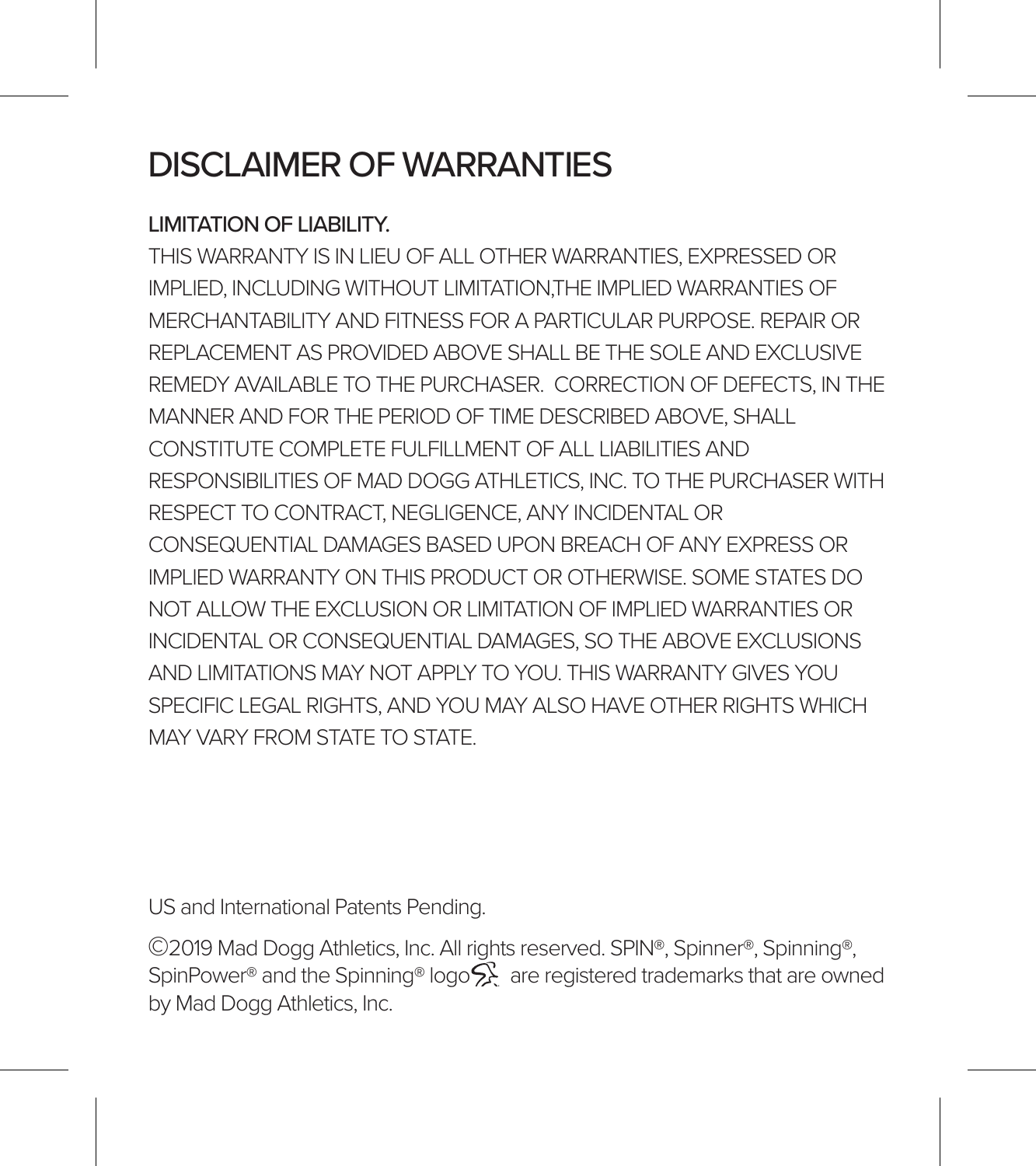# DISCLAIMER OF WARRANTIES

**LIMITATION OF LIABILITY.**

THIS WARRANTY IS IN LIEU OF ALL OTHER WARRANTIES, EXPRESSED OR IMPLIED, INCLUDING WITHOUT LIMITATION,THE IMPLIED WARRANTIES OF MERCHANTABILITY AND FITNESS FOR A PARTICULAR PURPOSE. REPAIR OR REPLACEMENT AS PROVIDED ABOVE SHALL BE THE SOLE AND EXCLUSIVE REMEDY AVAILABLE TO THE PURCHASER. CORRECTION OF DEFECTS, IN THE MANNER AND FOR THE PERIOD OF TIME DESCRIBED ABOVE, SHALL CONSTITUTE COMPLETE FULFILLMENT OF ALL LIABILITIES AND RESPONSIBILITIES OF MAD DOGG ATHLETICS, INC. TO THE PURCHASER WITH RESPECT TO CONTRACT, NEGLIGENCE, ANY INCIDENTAL OR CONSEQUENTIAL DAMAGES BASED UPON BREACH OF ANY EXPRESS OR IMPLIED WARRANTY ON THIS PRODUCT OR OTHERWISE. SOME STATES DO NOT ALLOW THE EXCLUSION OR LIMITATION OF IMPLIED WARRANTIES OR INCIDENTAL OR CONSEQUENTIAL DAMAGES, SO THE ABOVE EXCLUSIONS AND LIMITATIONS MAY NOT APPLY TO YOU. THIS WARRANTY GIVES YOU SPECIFIC LEGAL RIGHTS, AND YOU MAY ALSO HAVE OTHER RIGHTS WHICH MAY VARY FROM STATE TO STATE.

US and International Patents Pending.

©2019 Mad Dogg Athletics, Inc. All rights reserved. SPIN®, Spinner®, Spinning®, SpinPower® and the Spinning® logo are registered trademarks that are owned by Mad Dogg Athletics, Inc.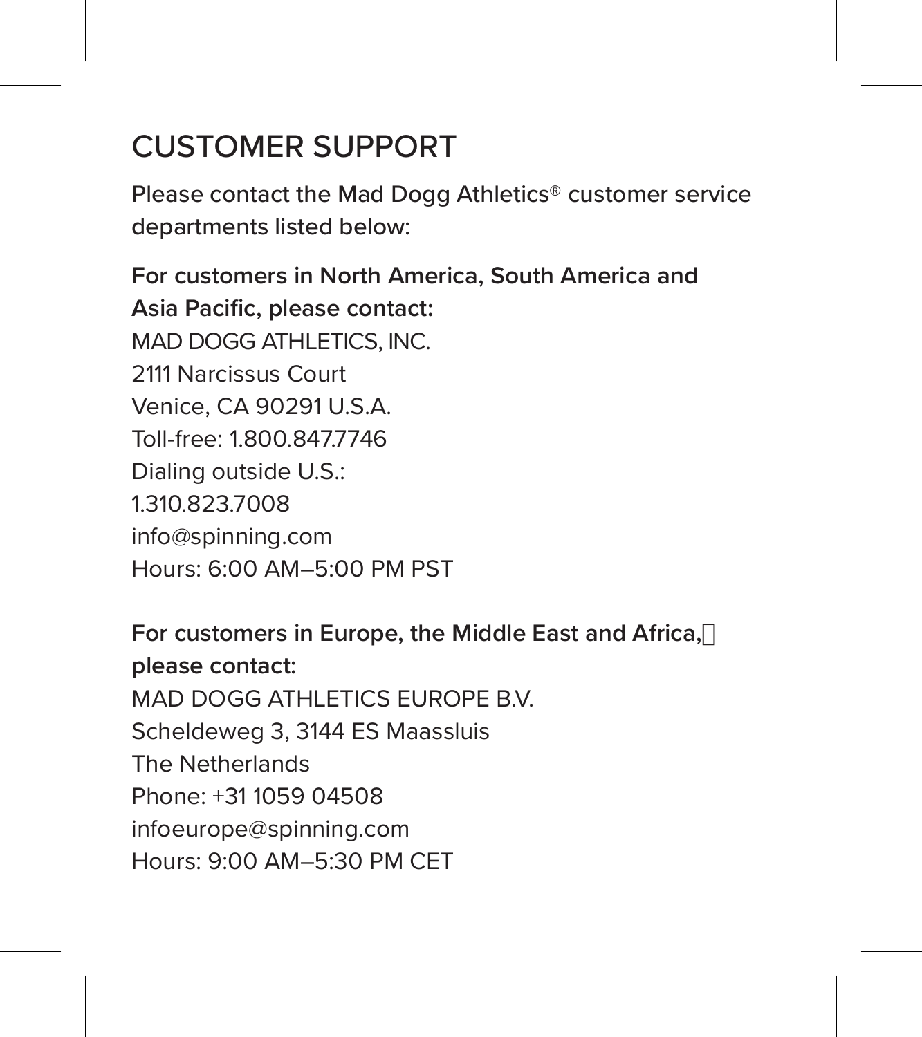# CUSTOMER SUPPORT

Please contact the Mad Dogg Athletics® customer service departments listed below:

**For customers in North America, South America and Asia Pacific, please contact:**
MAD DOGG ATHLETICS, INC.
2111 Narcissus Court
Venice, CA 90291 U.S.A.
Toll-free: 1.800.847.7746
Dialing outside U.S.:
1.310.823.7008
info@spinning.com
Hours: 6:00 AM–5:00 PM PST

**For customers in Europe, the Middle East and Africa, please contact:**
MAD DOGG ATHLETICS EUROPE B.V.
Scheldeweg 3, 3144 ES Maassluis
The Netherlands
Phone: +31 1059 04508
infoeurope@spinning.com
Hours: 9:00 AM–5:30 PM CET